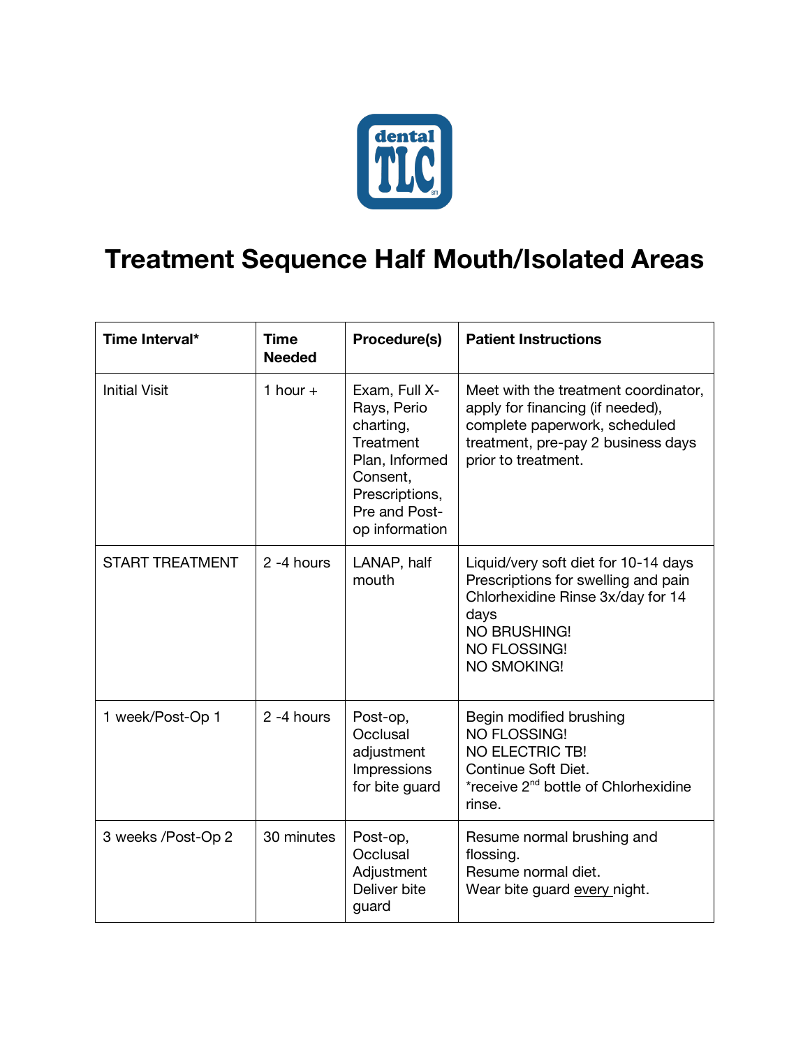# Treatment Sequence Half Mouth/Isolated Areas

| Time Interval* | Time Needed | Procedure(s) | Patient Instructions |
|---|---|---|---|
| Initial Visit | 1 hour + | Exam, Full X-Rays, Perio charting, Treatment Plan, Informed Consent, Prescriptions, Pre and Post-op information | Meet with the treatment coordinator, apply for financing (if needed), complete paperwork, scheduled treatment, pre-pay 2 business days prior to treatment. |
| START TREATMENT | 2 -4 hours | LANAP, half mouth | Liquid/very soft diet for 10-14 days<br>Prescriptions for swelling and pain<br>Chlorhexidine Rinse 3x/day for 14 days<br>NO BRUSHING!<br>NO FLOSSING!<br>NO SMOKING! |
| 1 week/Post-Op 1 | 2 -4 hours | Post-op, Occlusal adjustment Impressions for bite guard | Begin modified brushing<br>NO FLOSSING!<br>NO ELECTRIC TB!<br>Continue Soft Diet.<br>*receive 2nd bottle of Chlorhexidine rinse. |
| 3 weeks /Post-Op 2 | 30 minutes | Post-op, Occlusal Adjustment Deliver bite guard | Resume normal brushing and flossing.<br>Resume normal diet.<br>Wear bite guard every night. |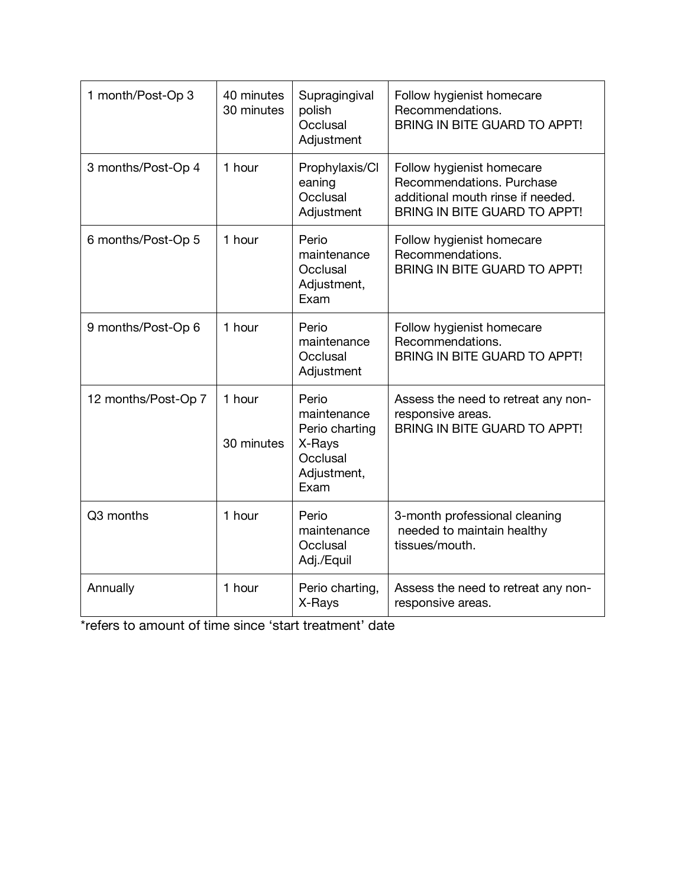| | | | |
|---|---|---|---|
| 1 month/Post-Op 3 | 40 minutes 30 minutes | Supragingival polish Occlusal Adjustment | Follow hygienist homecare Recommendations. BRING IN BITE GUARD TO APPT! |
| 3 months/Post-Op 4 | 1 hour | Prophylaxis/Cleaning Occlusal Adjustment | Follow hygienist homecare Recommendations. Purchase additional mouth rinse if needed. BRING IN BITE GUARD TO APPT! |
| 6 months/Post-Op 5 | 1 hour | Perio maintenance Occlusal Adjustment, Exam | Follow hygienist homecare Recommendations. BRING IN BITE GUARD TO APPT! |
| 9 months/Post-Op 6 | 1 hour | Perio maintenance Occlusal Adjustment | Follow hygienist homecare Recommendations. BRING IN BITE GUARD TO APPT! |
| 12 months/Post-Op 7 | 1 hour 30 minutes | Perio maintenance Perio charting X-Rays Occlusal Adjustment, Exam | Assess the need to retreat any non-responsive areas. BRING IN BITE GUARD TO APPT! |
| Q3 months | 1 hour | Perio maintenance Occlusal Adj./Equil | 3-month professional cleaning needed to maintain healthy tissues/mouth. |
| Annually | 1 hour | Perio charting, X-Rays | Assess the need to retreat any non-responsive areas. |

*refers to amount of time since 'start treatment' date